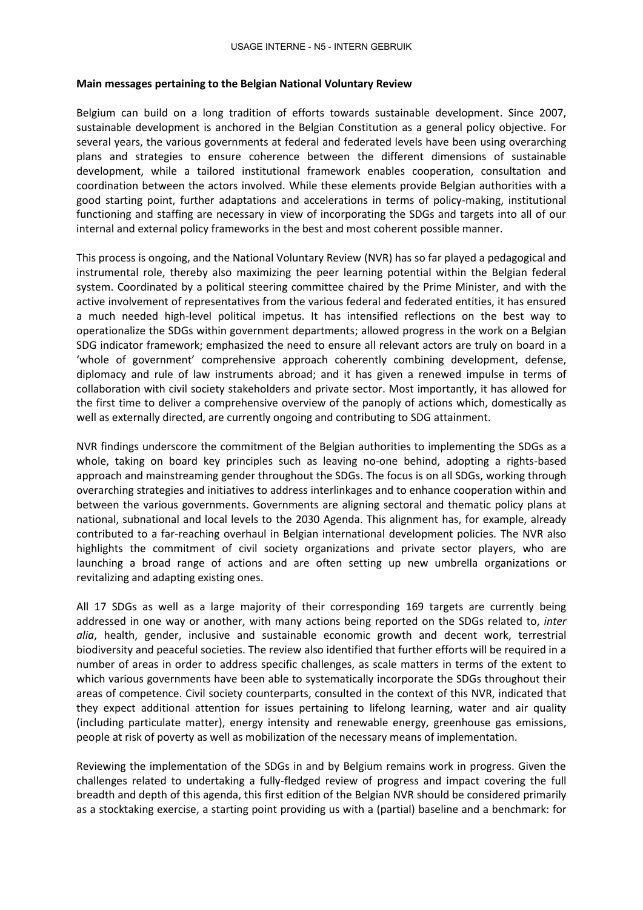**Main messages pertaining to the Belgian National Voluntary Review**

Belgium can build on a long tradition of efforts towards sustainable development. Since 2007, sustainable development is anchored in the Belgian Constitution as a general policy objective. For several years, the various governments at federal and federated levels have been using overarching plans and strategies to ensure coherence between the different dimensions of sustainable development, while a tailored institutional framework enables cooperation, consultation and coordination between the actors involved. While these elements provide Belgian authorities with a good starting point, further adaptations and accelerations in terms of policy-making, institutional functioning and staffing are necessary in view of incorporating the SDGs and targets into all of our internal and external policy frameworks in the best and most coherent possible manner.

This process is ongoing, and the National Voluntary Review (NVR) has so far played a pedagogical and instrumental role, thereby also maximizing the peer learning potential within the Belgian federal system. Coordinated by a political steering committee chaired by the Prime Minister, and with the active involvement of representatives from the various federal and federated entities, it has ensured a much needed high-level political impetus. It has intensified reflections on the best way to operationalize the SDGs within government departments; allowed progress in the work on a Belgian SDG indicator framework; emphasized the need to ensure all relevant actors are truly on board in a 'whole of government' comprehensive approach coherently combining development, defense, diplomacy and rule of law instruments abroad; and it has given a renewed impulse in terms of collaboration with civil society stakeholders and private sector. Most importantly, it has allowed for the first time to deliver a comprehensive overview of the panoply of actions which, domestically as well as externally directed, are currently ongoing and contributing to SDG attainment.

NVR findings underscore the commitment of the Belgian authorities to implementing the SDGs as a whole, taking on board key principles such as leaving no-one behind, adopting a rights-based approach and mainstreaming gender throughout the SDGs. The focus is on all SDGs, working through overarching strategies and initiatives to address interlinkages and to enhance cooperation within and between the various governments. Governments are aligning sectoral and thematic policy plans at national, subnational and local levels to the 2030 Agenda. This alignment has, for example, already contributed to a far-reaching overhaul in Belgian international development policies. The NVR also highlights the commitment of civil society organizations and private sector players, who are launching a broad range of actions and are often setting up new umbrella organizations or revitalizing and adapting existing ones.

All 17 SDGs as well as a large majority of their corresponding 169 targets are currently being addressed in one way or another, with many actions being reported on the SDGs related to, *inter alia*, health, gender, inclusive and sustainable economic growth and decent work, terrestrial biodiversity and peaceful societies. The review also identified that further efforts will be required in a number of areas in order to address specific challenges, as scale matters in terms of the extent to which various governments have been able to systematically incorporate the SDGs throughout their areas of competence. Civil society counterparts, consulted in the context of this NVR, indicated that they expect additional attention for issues pertaining to lifelong learning, water and air quality (including particulate matter), energy intensity and renewable energy, greenhouse gas emissions, people at risk of poverty as well as mobilization of the necessary means of implementation.

Reviewing the implementation of the SDGs in and by Belgium remains work in progress. Given the challenges related to undertaking a fully-fledged review of progress and impact covering the full breadth and depth of this agenda, this first edition of the Belgian NVR should be considered primarily as a stocktaking exercise, a starting point providing us with a (partial) baseline and a benchmark: for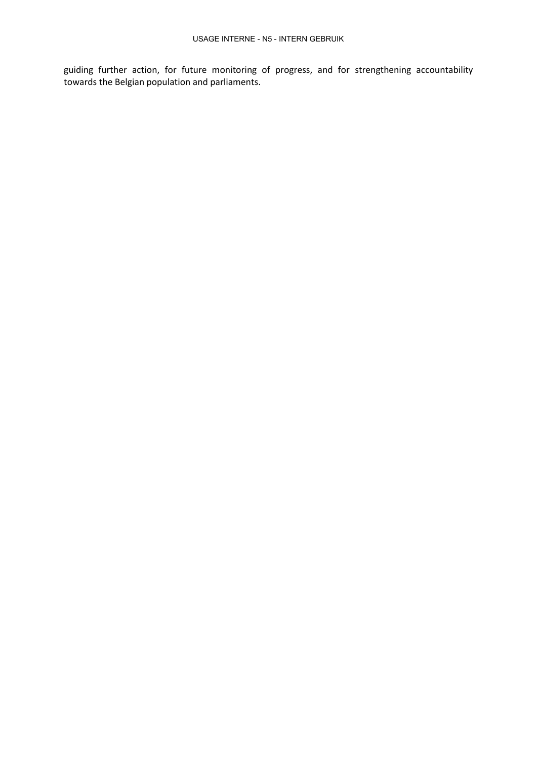guiding further action, for future monitoring of progress, and for strengthening accountability towards the Belgian population and parliaments.